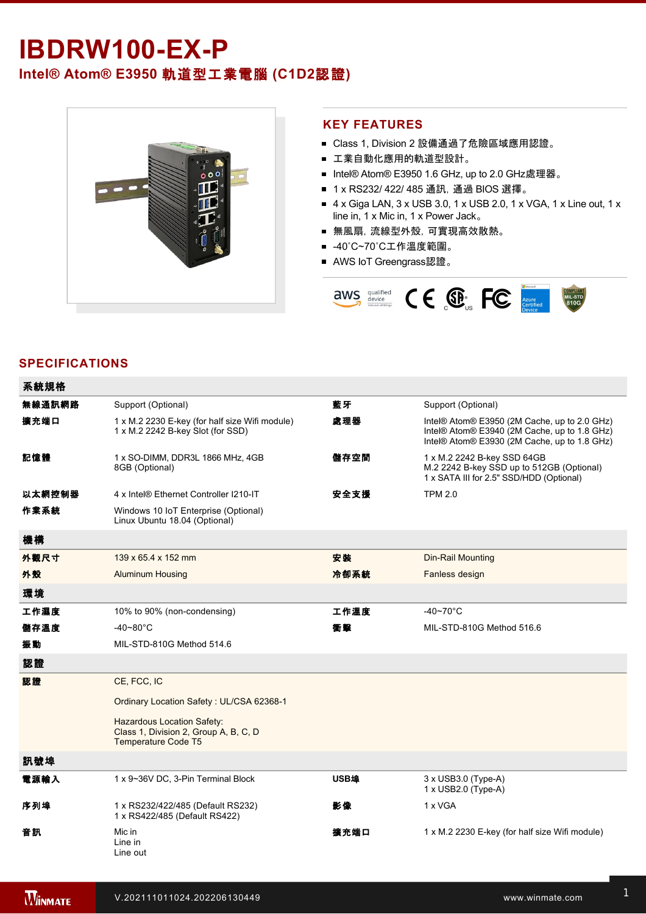# IBDRW100-EX-P

## Intel® Atom® E3950 軌道型工業電腦 (C1D2認證)

## KEY FEATURES

- Class 1, Division 2 設備通過了危險區域應用認證。
- 工業自動化應用的軌道型設計。
- Intel® Atom® E3950 1.6 GHz, up to 2.0 GHz處理器。
- 1 x RS232/ 422/ 485 通訊, 通過 BIOS 選擇。
- 4 x Giga LAN, 3 x USB 3.0, 1 x USB 2.0, 1 x VGA, 1 x Line out, 1 x line in, 1 x Mic in, 1 x Power Jack。
- 無風扇, 流線型外殼, 可實現高效散熱。
- -40˚C~70˚C工作溫度範圍。
- AWS IoT Greengrass認證。

## SPECIFICATIONS

| 系統規格 | | | |
|---|---|---|---|
| 無線通訊網路 | Support (Optional) | 藍牙 | Support (Optional) |
| 擴充端口 | 1 x M.2 2230 E-key (for half size Wifi module)<br>1 x M.2 2242 B-key Slot (for SSD) | 處理器 | Intel® Atom® E3950 (2M Cache, up to 2.0 GHz)<br>Intel® Atom® E3940 (2M Cache, up to 1.8 GHz)<br>Intel® Atom® E3930 (2M Cache, up to 1.8 GHz) |
| 記憶體 | 1 x SO-DIMM, DDR3L 1866 MHz, 4GB<br>8GB (Optional) | 儲存空間 | 1 x M.2 2242 B-key SSD 64GB<br>M.2 2242 B-key SSD up to 512GB (Optional)<br>1 x SATA III for 2.5" SSD/HDD (Optional) |
| 以太網控制器 | 4 x Intel® Ethernet Controller I210-IT | 安全支援 | TPM 2.0 |
| 作業系統 | Windows 10 IoT Enterprise (Optional)<br>Linux Ubuntu 18.04 (Optional) | | |
| **機構** | | | |
| 外觀尺寸 | 139 x 65.4 x 152 mm | 安裝 | Din-Rail Mounting |
| 外殼 | Aluminum Housing | 冷卻系統 | Fanless design |
| **環境** | | | |
| 工作濕度 | 10% to 90% (non-condensing) | 工作溫度 | -40~70°C |
| 儲存溫度 | -40~80°C | 衝擊 | MIL-STD-810G Method 516.6 |
| 振動 | MIL-STD-810G Method 514.6 | | |
| **認證** | | | |
| 認證 | CE, FCC, IC<br><br>Ordinary Location Safety : UL/CSA 62368-1<br><br>Hazardous Location Safety:<br>Class 1, Division 2, Group A, B, C, D<br>Temperature Code T5 | | |
| **訊號埠** | | | |
| 電源輸入 | 1 x 9~36V DC, 3-Pin Terminal Block | USB埠 | 3 x USB3.0 (Type-A)<br>1 x USB2.0 (Type-A) |
| 序列埠 | 1 x RS232/422/485 (Default RS232)<br>1 x RS422/485 (Default RS422) | 影像 | 1 x VGA |
| 音訊 | Mic in<br>Line in<br>Line out | 擴充端口 | 1 x M.2 2230 E-key (for half size Wifi module) |

V.202111011024.202206130449 www.winmate.com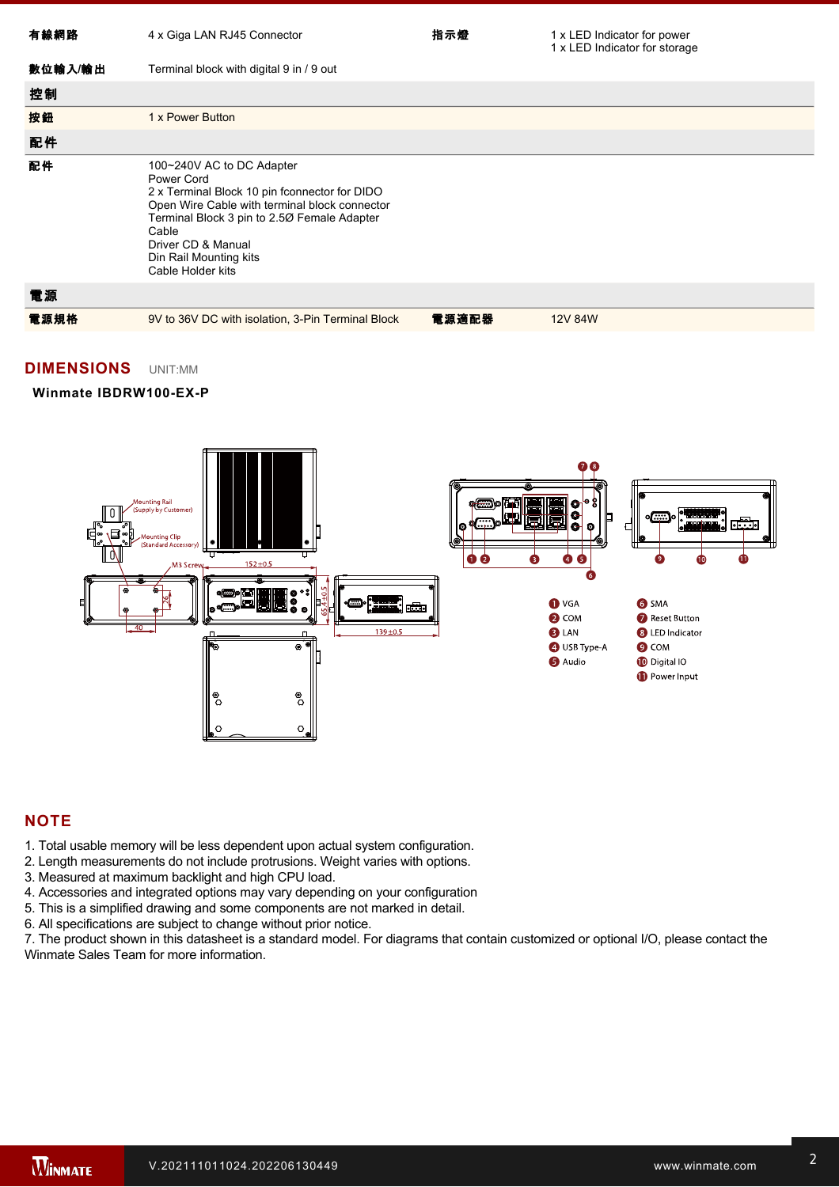| | | | |
|---|---|---|---|
| 有線網路 | 4 x Giga LAN RJ45 Connector | 指示燈 | 1 x LED Indicator for power<br>1 x LED Indicator for storage |
| 數位輸入/輸出 | Terminal block with digital 9 in / 9 out | | |
| **控制** | | | |
| 按鈕 | 1 x Power Button | | |
| **配件** | | | |
| 配件 | 100~240V AC to DC Adapter<br>Power Cord<br>2 x Terminal Block 10 pin fconnector for DIDO<br>Open Wire Cable with terminal block connector<br>Terminal Block 3 pin to 2.5Ø Female Adapter Cable<br>Driver CD & Manual<br>Din Rail Mounting kits<br>Cable Holder kits | | |
| **電源** | | | |
| 電源規格 | 9V to 36V DC with isolation, 3-Pin Terminal Block | 電源適配器 | 12V 84W |

## DIMENSIONS UNIT:MM

**Winmate IBDRW100-EX-P**

Mounting Rail (Supply by Customer)
Mounting Clip (Standard Accessory)
M3 Screw
152±0.5
65.4±0.5
139±0.5
40
25

1 VGA
2 COM
3 LAN
4 USB Type-A
5 Audio
6 SMA
7 Reset Button
8 LED Indicator
9 COM
10 Digital IO
11 Power Input

## NOTE

1. Total usable memory will be less dependent upon actual system configuration.
2. Length measurements do not include protrusions. Weight varies with options.
3. Measured at maximum backlight and high CPU load.
4. Accessories and integrated options may vary depending on your configuration
5. This is a simplified drawing and some components are not marked in detail.
6. All specifications are subject to change without prior notice.
7. The product shown in this datasheet is a standard model. For diagrams that contain customized or optional I/O, please contact the Winmate Sales Team for more information.